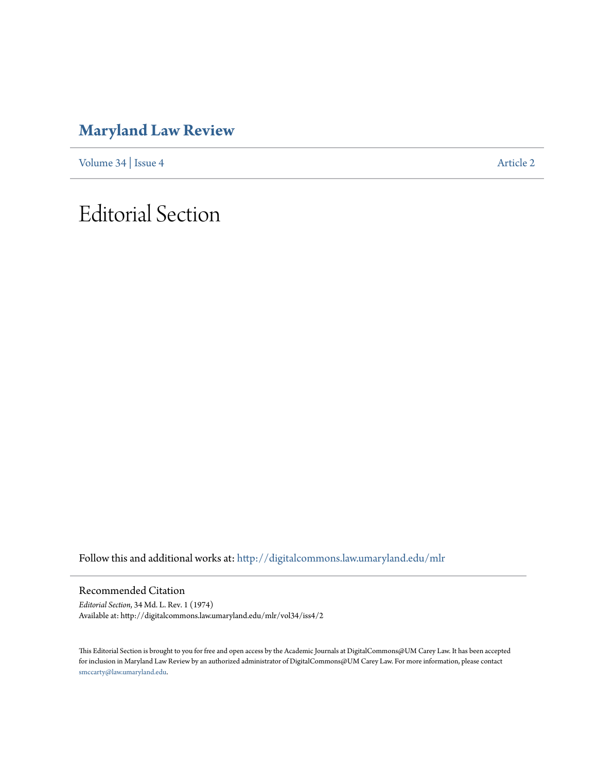# Maryland Law Review

Volume 34 | Issue 4 Article 2

# Editorial Section

Follow this and additional works at: http://digitalcommons.law.umaryland.edu/mlr

## Recommended Citation

*Editorial Section*, 34 Md. L. Rev. 1 (1974)
Available at: http://digitalcommons.law.umaryland.edu/mlr/vol34/iss4/2

This Editorial Section is brought to you for free and open access by the Academic Journals at DigitalCommons@UM Carey Law. It has been accepted for inclusion in Maryland Law Review by an authorized administrator of DigitalCommons@UM Carey Law. For more information, please contact smccarty@law.umaryland.edu.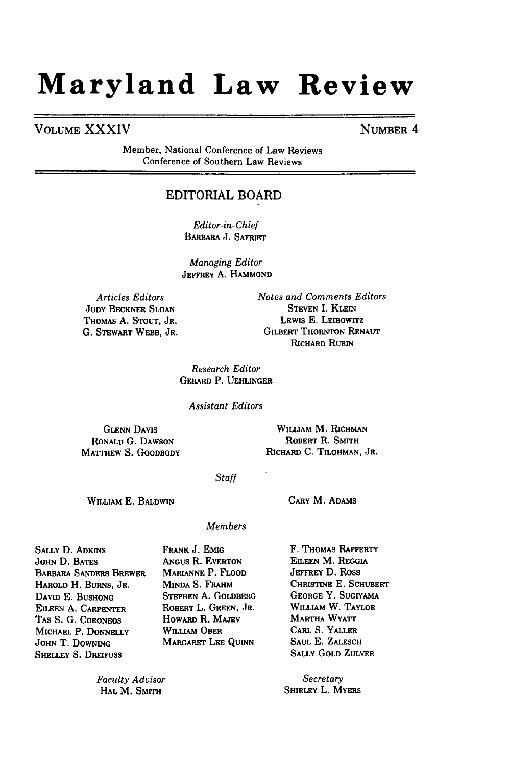# Maryland Law Review

**VOLUME XXXIV** **NUMBER 4**

Member, National Conference of Law Reviews
Conference of Southern Law Reviews

## EDITORIAL BOARD

*Editor-in-Chief*
BARBARA J. SAFRIET

*Managing Editor*
JEFFREY A. HAMMOND

*Articles Editors*
JUDY BECKNER SLOAN
THOMAS A. STOUT, JR.
G. STEWART WEBB, JR.

*Notes and Comments Editors*
STEVEN I. KLEIN
LEWIS E. LEIBOWITZ
GILBERT THORNTON RENAUT
RICHARD RUBIN

*Research Editor*
GERARD P. UEHLINGER

*Assistant Editors*

GLENN DAVIS
RONALD G. DAWSON
MATTHEW S. GOODBODY
WILLIAM M. RICHMAN
ROBERT R. SMITH
RICHARD C. TILGHMAN, JR.

*Staff*

WILLIAM E. BALDWIN
CARY M. ADAMS

*Members*

SALLY D. ADKINS
JOHN D. BATES
BARBARA SANDERS BREWER
HAROLD H. BURNS, JR.
DAVID E. BUSHONG
EILEEN A. CARPENTER
TAS S. G. CORONEOS
MICHAEL P. DONNELLY
JOHN T. DOWNING
SHELLEY S. DREIFUSS
FRANK J. EMIG
ANGUS R. EVERTON
MARIANNE P. FLOOD
MINDA S. FRAHM
STEPHEN A. GOLDBERG
ROBERT L. GREEN, JR.
HOWARD R. MAJEV
WILLIAM OBER
MARGARET LEE QUINN
F. THOMAS RAFFERTY
EILEEN M. REGGIA
JEFFREY D. ROSS
CHRISTINE E. SCHUBERT
GEORGE Y. SUGIYAMA
WILLIAM W. TAYLOR
MARTHA WYATT
CARL S. YALLER
SAUL E. ZALESCH
SALLY GOLD ZULVER

*Faculty Advisor*
HAL M. SMITH

*Secretary*
SHIRLEY L. MYERS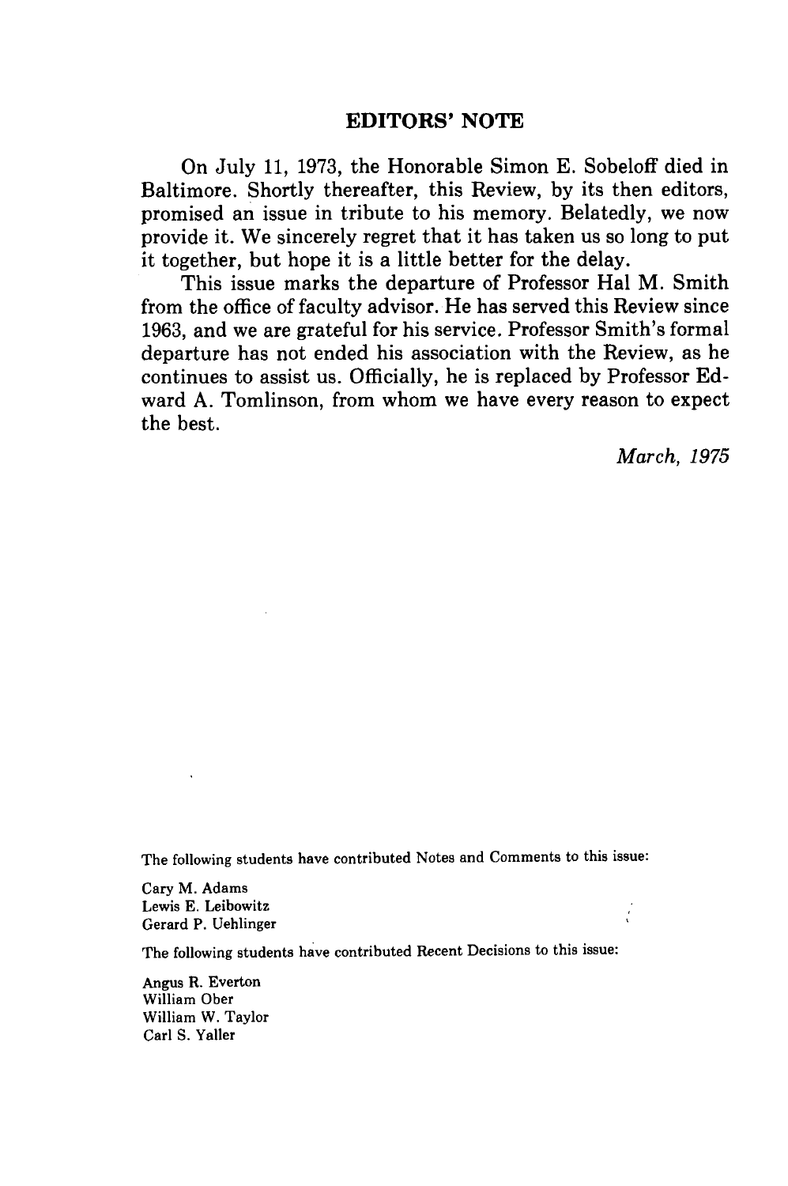## EDITORS' NOTE

On July 11, 1973, the Honorable Simon E. Sobeloff died in Baltimore. Shortly thereafter, this Review, by its then editors, promised an issue in tribute to his memory. Belatedly, we now provide it. We sincerely regret that it has taken us so long to put it together, but hope it is a little better for the delay.

This issue marks the departure of Professor Hal M. Smith from the office of faculty advisor. He has served this Review since 1963, and we are grateful for his service. Professor Smith's formal departure has not ended his association with the Review, as he continues to assist us. Officially, he is replaced by Professor Edward A. Tomlinson, from whom we have every reason to expect the best.

*March, 1975*

The following students have contributed Notes and Comments to this issue:

Cary M. Adams
Lewis E. Leibowitz
Gerard P. Uehlinger

The following students have contributed Recent Decisions to this issue:

Angus R. Everton
William Ober
William W. Taylor
Carl S. Yaller